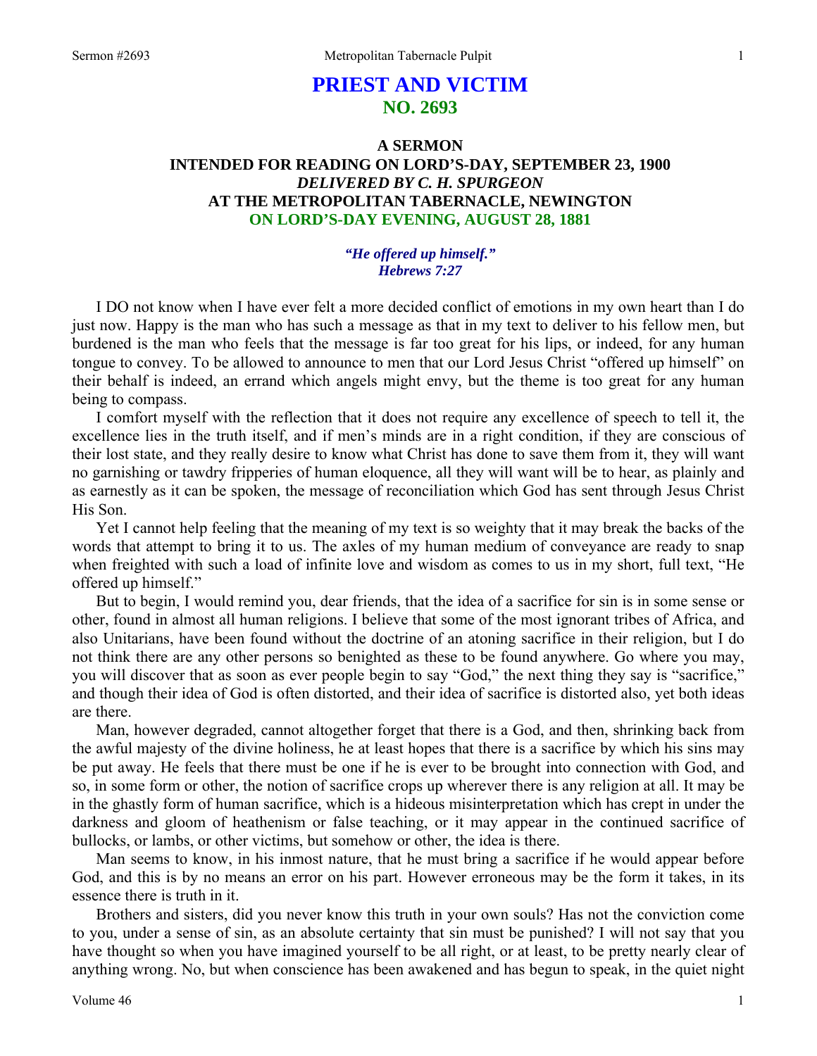# PRIEST AND VICTIM
## NO. 2693

### A SERMON
### INTENDED FOR READING ON LORD'S-DAY, SEPTEMBER 23, 1900
### *DELIVERED BY C. H. SPURGEON*
### AT THE METROPOLITAN TABERNACLE, NEWINGTON
### ON LORD'S-DAY EVENING, AUGUST 28, 1881

***"He offered up himself." Hebrews 7:27***

I DO not know when I have ever felt a more decided conflict of emotions in my own heart than I do just now. Happy is the man who has such a message as that in my text to deliver to his fellow men, but burdened is the man who feels that the message is far too great for his lips, or indeed, for any human tongue to convey. To be allowed to announce to men that our Lord Jesus Christ "offered up himself" on their behalf is indeed, an errand which angels might envy, but the theme is too great for any human being to compass.

I comfort myself with the reflection that it does not require any excellence of speech to tell it, the excellence lies in the truth itself, and if men's minds are in a right condition, if they are conscious of their lost state, and they really desire to know what Christ has done to save them from it, they will want no garnishing or tawdry fripperies of human eloquence, all they will want will be to hear, as plainly and as earnestly as it can be spoken, the message of reconciliation which God has sent through Jesus Christ His Son.

Yet I cannot help feeling that the meaning of my text is so weighty that it may break the backs of the words that attempt to bring it to us. The axles of my human medium of conveyance are ready to snap when freighted with such a load of infinite love and wisdom as comes to us in my short, full text, "He offered up himself."

But to begin, I would remind you, dear friends, that the idea of a sacrifice for sin is in some sense or other, found in almost all human religions. I believe that some of the most ignorant tribes of Africa, and also Unitarians, have been found without the doctrine of an atoning sacrifice in their religion, but I do not think there are any other persons so benighted as these to be found anywhere. Go where you may, you will discover that as soon as ever people begin to say "God," the next thing they say is "sacrifice," and though their idea of God is often distorted, and their idea of sacrifice is distorted also, yet both ideas are there.

Man, however degraded, cannot altogether forget that there is a God, and then, shrinking back from the awful majesty of the divine holiness, he at least hopes that there is a sacrifice by which his sins may be put away. He feels that there must be one if he is ever to be brought into connection with God, and so, in some form or other, the notion of sacrifice crops up wherever there is any religion at all. It may be in the ghastly form of human sacrifice, which is a hideous misinterpretation which has crept in under the darkness and gloom of heathenism or false teaching, or it may appear in the continued sacrifice of bullocks, or lambs, or other victims, but somehow or other, the idea is there.

Man seems to know, in his inmost nature, that he must bring a sacrifice if he would appear before God, and this is by no means an error on his part. However erroneous may be the form it takes, in its essence there is truth in it.

Brothers and sisters, did you never know this truth in your own souls? Has not the conviction come to you, under a sense of sin, as an absolute certainty that sin must be punished? I will not say that you have thought so when you have imagined yourself to be all right, or at least, to be pretty nearly clear of anything wrong. No, but when conscience has been awakened and has begun to speak, in the quiet night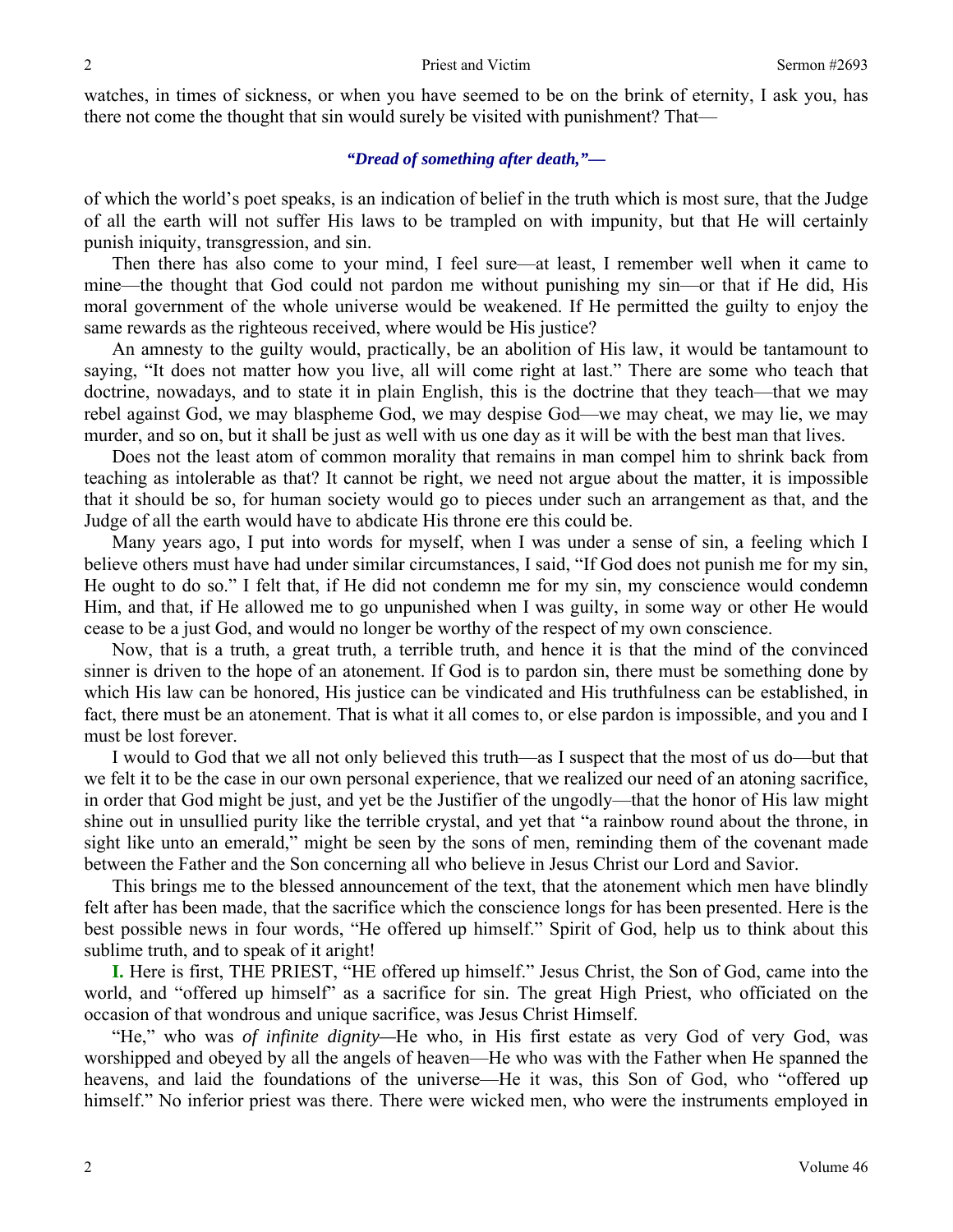watches, in times of sickness, or when you have seemed to be on the brink of eternity, I ask you, has there not come the thought that sin would surely be visited with punishment? That—

*"Dread of something after death,"—*

of which the world's poet speaks, is an indication of belief in the truth which is most sure, that the Judge of all the earth will not suffer His laws to be trampled on with impunity, but that He will certainly punish iniquity, transgression, and sin.

Then there has also come to your mind, I feel sure—at least, I remember well when it came to mine—the thought that God could not pardon me without punishing my sin—or that if He did, His moral government of the whole universe would be weakened. If He permitted the guilty to enjoy the same rewards as the righteous received, where would be His justice?

An amnesty to the guilty would, practically, be an abolition of His law, it would be tantamount to saying, "It does not matter how you live, all will come right at last." There are some who teach that doctrine, nowadays, and to state it in plain English, this is the doctrine that they teach—that we may rebel against God, we may blaspheme God, we may despise God—we may cheat, we may lie, we may murder, and so on, but it shall be just as well with us one day as it will be with the best man that lives.

Does not the least atom of common morality that remains in man compel him to shrink back from teaching as intolerable as that? It cannot be right, we need not argue about the matter, it is impossible that it should be so, for human society would go to pieces under such an arrangement as that, and the Judge of all the earth would have to abdicate His throne ere this could be.

Many years ago, I put into words for myself, when I was under a sense of sin, a feeling which I believe others must have had under similar circumstances, I said, "If God does not punish me for my sin, He ought to do so." I felt that, if He did not condemn me for my sin, my conscience would condemn Him, and that, if He allowed me to go unpunished when I was guilty, in some way or other He would cease to be a just God, and would no longer be worthy of the respect of my own conscience.

Now, that is a truth, a great truth, a terrible truth, and hence it is that the mind of the convinced sinner is driven to the hope of an atonement. If God is to pardon sin, there must be something done by which His law can be honored, His justice can be vindicated and His truthfulness can be established, in fact, there must be an atonement. That is what it all comes to, or else pardon is impossible, and you and I must be lost forever.

I would to God that we all not only believed this truth—as I suspect that the most of us do—but that we felt it to be the case in our own personal experience, that we realized our need of an atoning sacrifice, in order that God might be just, and yet be the Justifier of the ungodly—that the honor of His law might shine out in unsullied purity like the terrible crystal, and yet that "a rainbow round about the throne, in sight like unto an emerald," might be seen by the sons of men, reminding them of the covenant made between the Father and the Son concerning all who believe in Jesus Christ our Lord and Savior.

This brings me to the blessed announcement of the text, that the atonement which men have blindly felt after has been made, that the sacrifice which the conscience longs for has been presented. Here is the best possible news in four words, "He offered up himself." Spirit of God, help us to think about this sublime truth, and to speak of it aright!

**I.** Here is first, THE PRIEST, "HE offered up himself." Jesus Christ, the Son of God, came into the world, and "offered up himself" as a sacrifice for sin. The great High Priest, who officiated on the occasion of that wondrous and unique sacrifice, was Jesus Christ Himself.

"He," who was *of infinite dignity*—He who, in His first estate as very God of very God, was worshipped and obeyed by all the angels of heaven—He who was with the Father when He spanned the heavens, and laid the foundations of the universe—He it was, this Son of God, who "offered up himself." No inferior priest was there. There were wicked men, who were the instruments employed in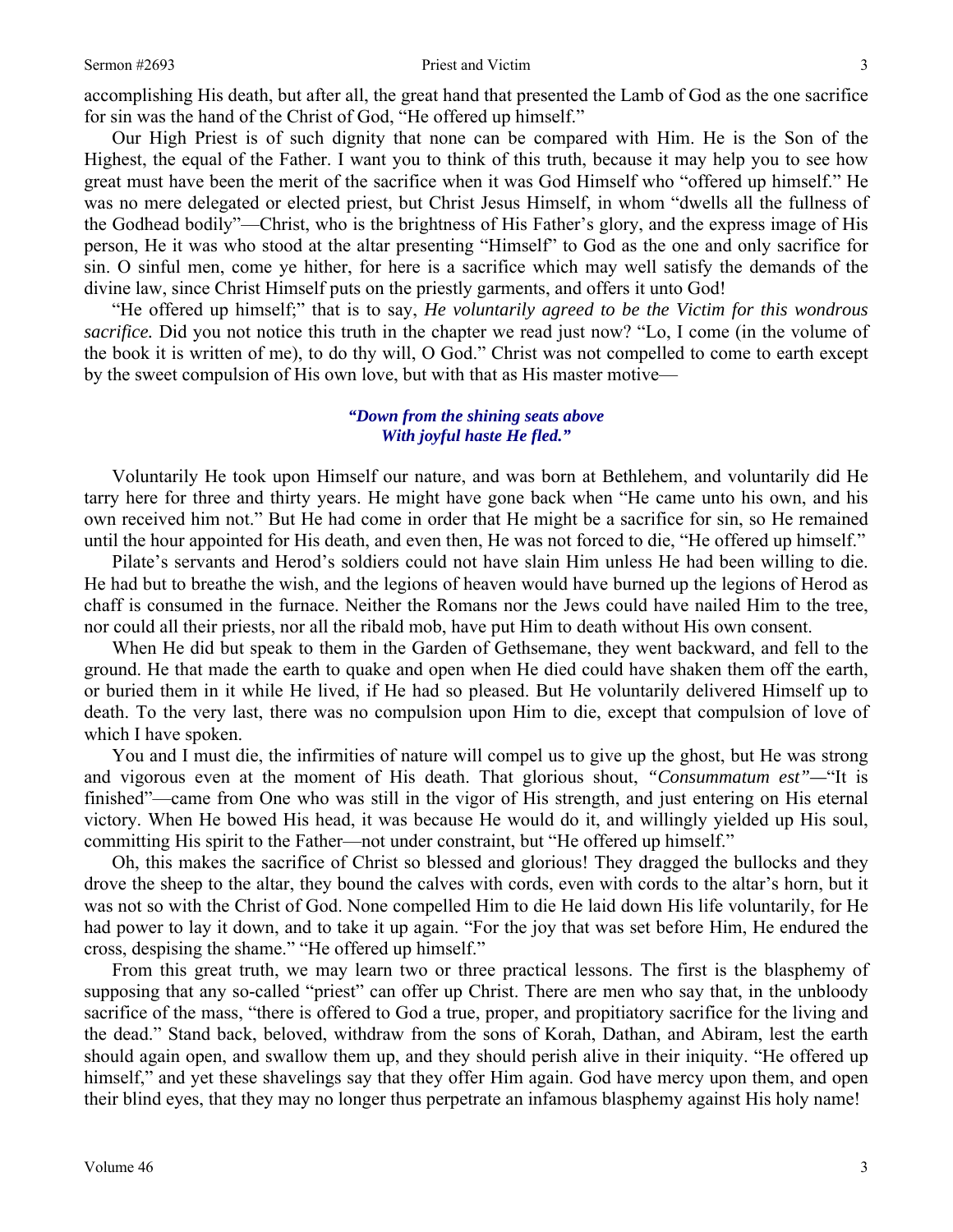accomplishing His death, but after all, the great hand that presented the Lamb of God as the one sacrifice for sin was the hand of the Christ of God, "He offered up himself."

Our High Priest is of such dignity that none can be compared with Him. He is the Son of the Highest, the equal of the Father. I want you to think of this truth, because it may help you to see how great must have been the merit of the sacrifice when it was God Himself who "offered up himself." He was no mere delegated or elected priest, but Christ Jesus Himself, in whom "dwells all the fullness of the Godhead bodily"—Christ, who is the brightness of His Father's glory, and the express image of His person, He it was who stood at the altar presenting "Himself" to God as the one and only sacrifice for sin. O sinful men, come ye hither, for here is a sacrifice which may well satisfy the demands of the divine law, since Christ Himself puts on the priestly garments, and offers it unto God!

"He offered up himself;" that is to say, *He voluntarily agreed to be the Victim for this wondrous sacrifice.* Did you not notice this truth in the chapter we read just now? "Lo, I come (in the volume of the book it is written of me), to do thy will, O God." Christ was not compelled to come to earth except by the sweet compulsion of His own love, but with that as His master motive—

*"Down from the shining seats above*
*With joyful haste He fled."*

Voluntarily He took upon Himself our nature, and was born at Bethlehem, and voluntarily did He tarry here for three and thirty years. He might have gone back when "He came unto his own, and his own received him not." But He had come in order that He might be a sacrifice for sin, so He remained until the hour appointed for His death, and even then, He was not forced to die, "He offered up himself."

Pilate's servants and Herod's soldiers could not have slain Him unless He had been willing to die. He had but to breathe the wish, and the legions of heaven would have burned up the legions of Herod as chaff is consumed in the furnace. Neither the Romans nor the Jews could have nailed Him to the tree, nor could all their priests, nor all the ribald mob, have put Him to death without His own consent.

When He did but speak to them in the Garden of Gethsemane, they went backward, and fell to the ground. He that made the earth to quake and open when He died could have shaken them off the earth, or buried them in it while He lived, if He had so pleased. But He voluntarily delivered Himself up to death. To the very last, there was no compulsion upon Him to die, except that compulsion of love of which I have spoken.

You and I must die, the infirmities of nature will compel us to give up the ghost, but He was strong and vigorous even at the moment of His death. That glorious shout, *"Consummatum est"*—"It is finished"—came from One who was still in the vigor of His strength, and just entering on His eternal victory. When He bowed His head, it was because He would do it, and willingly yielded up His soul, committing His spirit to the Father—not under constraint, but "He offered up himself."

Oh, this makes the sacrifice of Christ so blessed and glorious! They dragged the bullocks and they drove the sheep to the altar, they bound the calves with cords, even with cords to the altar's horn, but it was not so with the Christ of God. None compelled Him to die He laid down His life voluntarily, for He had power to lay it down, and to take it up again. "For the joy that was set before Him, He endured the cross, despising the shame." "He offered up himself."

From this great truth, we may learn two or three practical lessons. The first is the blasphemy of supposing that any so-called "priest" can offer up Christ. There are men who say that, in the unbloody sacrifice of the mass, "there is offered to God a true, proper, and propitiatory sacrifice for the living and the dead." Stand back, beloved, withdraw from the sons of Korah, Dathan, and Abiram, lest the earth should again open, and swallow them up, and they should perish alive in their iniquity. "He offered up himself," and yet these shavelings say that they offer Him again. God have mercy upon them, and open their blind eyes, that they may no longer thus perpetrate an infamous blasphemy against His holy name!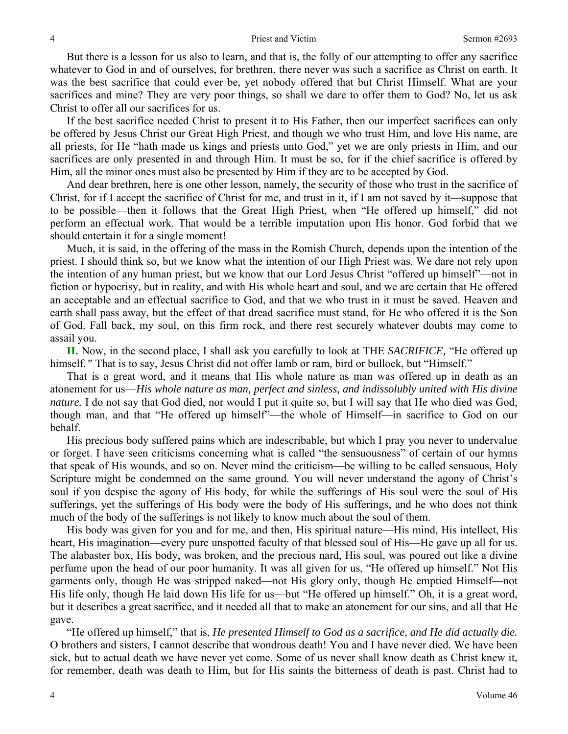But there is a lesson for us also to learn, and that is, the folly of our attempting to offer any sacrifice whatever to God in and of ourselves, for brethren, there never was such a sacrifice as Christ on earth. It was the best sacrifice that could ever be, yet nobody offered that but Christ Himself. What are your sacrifices and mine? They are very poor things, so shall we dare to offer them to God? No, let us ask Christ to offer all our sacrifices for us.

If the best sacrifice needed Christ to present it to His Father, then our imperfect sacrifices can only be offered by Jesus Christ our Great High Priest, and though we who trust Him, and love His name, are all priests, for He "hath made us kings and priests unto God," yet we are only priests in Him, and our sacrifices are only presented in and through Him. It must be so, for if the chief sacrifice is offered by Him, all the minor ones must also be presented by Him if they are to be accepted by God.

And dear brethren, here is one other lesson, namely, the security of those who trust in the sacrifice of Christ, for if I accept the sacrifice of Christ for me, and trust in it, if I am not saved by it—suppose that to be possible—then it follows that the Great High Priest, when "He offered up himself," did not perform an effectual work. That would be a terrible imputation upon His honor. God forbid that we should entertain it for a single moment!

Much, it is said, in the offering of the mass in the Romish Church, depends upon the intention of the priest. I should think so, but we know what the intention of our High Priest was. We dare not rely upon the intention of any human priest, but we know that our Lord Jesus Christ "offered up himself"—not in fiction or hypocrisy, but in reality, and with His whole heart and soul, and we are certain that He offered an acceptable and an effectual sacrifice to God, and that we who trust in it must be saved. Heaven and earth shall pass away, but the effect of that dread sacrifice must stand, for He who offered it is the Son of God. Fall back, my soul, on this firm rock, and there rest securely whatever doubts may come to assail you.

**II.** Now, in the second place, I shall ask you carefully to look at THE *SACRIFICE,* "He offered up himself.*"* That is to say, Jesus Christ did not offer lamb or ram, bird or bullock, but "Himself."

That is a great word, and it means that His whole nature as man was offered up in death as an atonement for us—*His whole nature as man, perfect and sinless, and indissolubly united with His divine nature.* I do not say that God died, nor would I put it quite so, but I will say that He who died was God, though man, and that "He offered up himself"—the whole of Himself—in sacrifice to God on our behalf.

His precious body suffered pains which are indescribable, but which I pray you never to undervalue or forget. I have seen criticisms concerning what is called "the sensuousness" of certain of our hymns that speak of His wounds, and so on. Never mind the criticism—be willing to be called sensuous, Holy Scripture might be condemned on the same ground. You will never understand the agony of Christ's soul if you despise the agony of His body, for while the sufferings of His soul were the soul of His sufferings, yet the sufferings of His body were the body of His sufferings, and he who does not think much of the body of the sufferings is not likely to know much about the soul of them.

His body was given for you and for me, and then, His spiritual nature—His mind, His intellect, His heart, His imagination—every pure unspotted faculty of that blessed soul of His—He gave up all for us. The alabaster box, His body, was broken, and the precious nard, His soul, was poured out like a divine perfume upon the head of our poor humanity. It was all given for us, "He offered up himself." Not His garments only, though He was stripped naked—not His glory only, though He emptied Himself—not His life only, though He laid down His life for us—but "He offered up himself." Oh, it is a great word, but it describes a great sacrifice, and it needed all that to make an atonement for our sins, and all that He gave.

"He offered up himself," that is, *He presented Himself to God as a sacrifice, and He did actually die.* O brothers and sisters, I cannot describe that wondrous death! You and I have never died. We have been sick, but to actual death we have never yet come. Some of us never shall know death as Christ knew it, for remember, death was death to Him, but for His saints the bitterness of death is past. Christ had to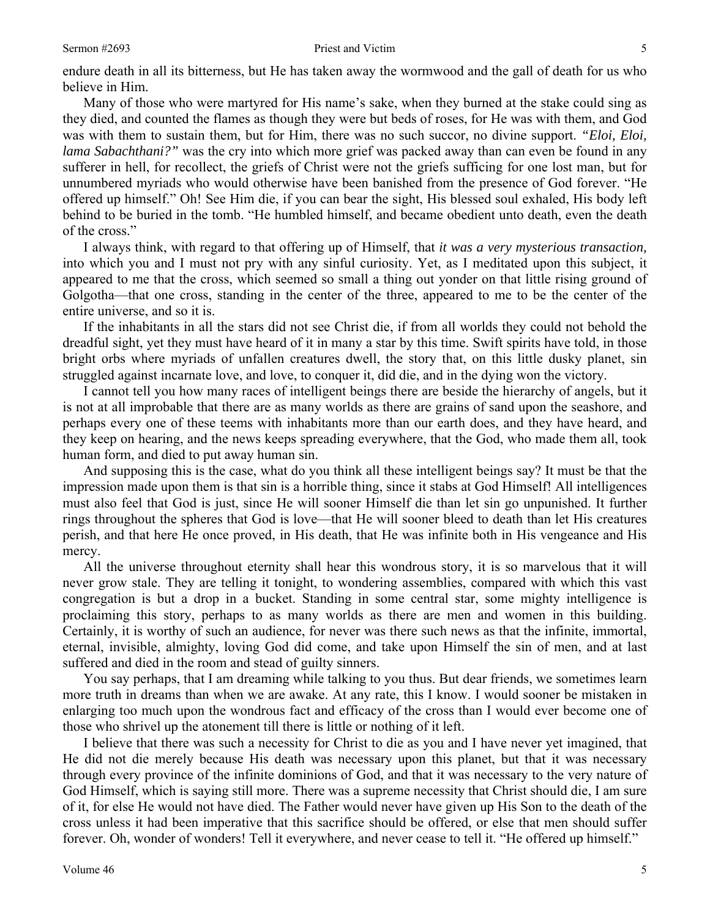endure death in all its bitterness, but He has taken away the wormwood and the gall of death for us who believe in Him.

Many of those who were martyred for His name's sake, when they burned at the stake could sing as they died, and counted the flames as though they were but beds of roses, for He was with them, and God was with them to sustain them, but for Him, there was no such succor, no divine support. *"Eloi, Eloi, lama Sabachthani?"* was the cry into which more grief was packed away than can even be found in any sufferer in hell, for recollect, the griefs of Christ were not the griefs sufficing for one lost man, but for unnumbered myriads who would otherwise have been banished from the presence of God forever. "He offered up himself." Oh! See Him die, if you can bear the sight, His blessed soul exhaled, His body left behind to be buried in the tomb. "He humbled himself, and became obedient unto death, even the death of the cross."

I always think, with regard to that offering up of Himself, that *it was a very mysterious transaction,* into which you and I must not pry with any sinful curiosity. Yet, as I meditated upon this subject, it appeared to me that the cross, which seemed so small a thing out yonder on that little rising ground of Golgotha—that one cross, standing in the center of the three, appeared to me to be the center of the entire universe, and so it is.

If the inhabitants in all the stars did not see Christ die, if from all worlds they could not behold the dreadful sight, yet they must have heard of it in many a star by this time. Swift spirits have told, in those bright orbs where myriads of unfallen creatures dwell, the story that, on this little dusky planet, sin struggled against incarnate love, and love, to conquer it, did die, and in the dying won the victory.

I cannot tell you how many races of intelligent beings there are beside the hierarchy of angels, but it is not at all improbable that there are as many worlds as there are grains of sand upon the seashore, and perhaps every one of these teems with inhabitants more than our earth does, and they have heard, and they keep on hearing, and the news keeps spreading everywhere, that the God, who made them all, took human form, and died to put away human sin.

And supposing this is the case, what do you think all these intelligent beings say? It must be that the impression made upon them is that sin is a horrible thing, since it stabs at God Himself! All intelligences must also feel that God is just, since He will sooner Himself die than let sin go unpunished. It further rings throughout the spheres that God is love—that He will sooner bleed to death than let His creatures perish, and that here He once proved, in His death, that He was infinite both in His vengeance and His mercy.

All the universe throughout eternity shall hear this wondrous story, it is so marvelous that it will never grow stale. They are telling it tonight, to wondering assemblies, compared with which this vast congregation is but a drop in a bucket. Standing in some central star, some mighty intelligence is proclaiming this story, perhaps to as many worlds as there are men and women in this building. Certainly, it is worthy of such an audience, for never was there such news as that the infinite, immortal, eternal, invisible, almighty, loving God did come, and take upon Himself the sin of men, and at last suffered and died in the room and stead of guilty sinners.

You say perhaps, that I am dreaming while talking to you thus. But dear friends, we sometimes learn more truth in dreams than when we are awake. At any rate, this I know. I would sooner be mistaken in enlarging too much upon the wondrous fact and efficacy of the cross than I would ever become one of those who shrivel up the atonement till there is little or nothing of it left.

I believe that there was such a necessity for Christ to die as you and I have never yet imagined, that He did not die merely because His death was necessary upon this planet, but that it was necessary through every province of the infinite dominions of God, and that it was necessary to the very nature of God Himself, which is saying still more. There was a supreme necessity that Christ should die, I am sure of it, for else He would not have died. The Father would never have given up His Son to the death of the cross unless it had been imperative that this sacrifice should be offered, or else that men should suffer forever. Oh, wonder of wonders! Tell it everywhere, and never cease to tell it. "He offered up himself."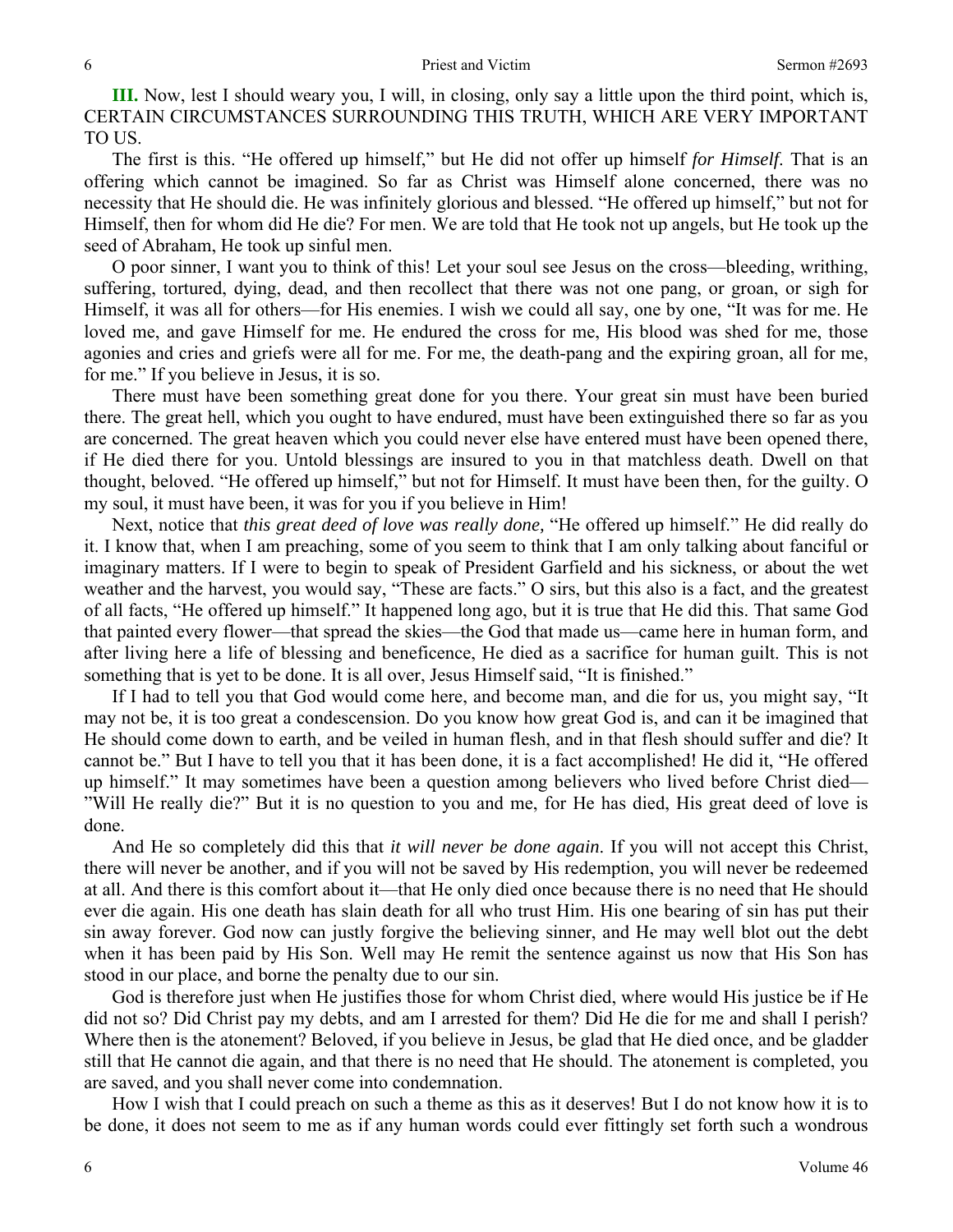**III.** Now, lest I should weary you, I will, in closing, only say a little upon the third point, which is, CERTAIN CIRCUMSTANCES SURROUNDING THIS TRUTH, WHICH ARE VERY IMPORTANT TO US.

The first is this. "He offered up himself," but He did not offer up himself *for Himself*. That is an offering which cannot be imagined. So far as Christ was Himself alone concerned, there was no necessity that He should die. He was infinitely glorious and blessed. "He offered up himself," but not for Himself, then for whom did He die? For men. We are told that He took not up angels, but He took up the seed of Abraham, He took up sinful men.

O poor sinner, I want you to think of this! Let your soul see Jesus on the cross—bleeding, writhing, suffering, tortured, dying, dead, and then recollect that there was not one pang, or groan, or sigh for Himself, it was all for others—for His enemies. I wish we could all say, one by one, "It was for me. He loved me, and gave Himself for me. He endured the cross for me, His blood was shed for me, those agonies and cries and griefs were all for me. For me, the death-pang and the expiring groan, all for me, for me." If you believe in Jesus, it is so.

There must have been something great done for you there. Your great sin must have been buried there. The great hell, which you ought to have endured, must have been extinguished there so far as you are concerned. The great heaven which you could never else have entered must have been opened there, if He died there for you. Untold blessings are insured to you in that matchless death. Dwell on that thought, beloved. "He offered up himself," but not for Himself. It must have been then, for the guilty. O my soul, it must have been, it was for you if you believe in Him!

Next, notice that *this great deed of love was really done,* "He offered up himself." He did really do it. I know that, when I am preaching, some of you seem to think that I am only talking about fanciful or imaginary matters. If I were to begin to speak of President Garfield and his sickness, or about the wet weather and the harvest, you would say, "These are facts." O sirs, but this also is a fact, and the greatest of all facts, "He offered up himself." It happened long ago, but it is true that He did this. That same God that painted every flower—that spread the skies—the God that made us—came here in human form, and after living here a life of blessing and beneficence, He died as a sacrifice for human guilt. This is not something that is yet to be done. It is all over, Jesus Himself said, "It is finished."

If I had to tell you that God would come here, and become man, and die for us, you might say, "It may not be, it is too great a condescension. Do you know how great God is, and can it be imagined that He should come down to earth, and be veiled in human flesh, and in that flesh should suffer and die? It cannot be." But I have to tell you that it has been done, it is a fact accomplished! He did it, "He offered up himself." It may sometimes have been a question among believers who lived before Christ died—"Will He really die?" But it is no question to you and me, for He has died, His great deed of love is done.

And He so completely did this that *it will never be done again*. If you will not accept this Christ, there will never be another, and if you will not be saved by His redemption, you will never be redeemed at all. And there is this comfort about it—that He only died once because there is no need that He should ever die again. His one death has slain death for all who trust Him. His one bearing of sin has put their sin away forever. God now can justly forgive the believing sinner, and He may well blot out the debt when it has been paid by His Son. Well may He remit the sentence against us now that His Son has stood in our place, and borne the penalty due to our sin.

God is therefore just when He justifies those for whom Christ died, where would His justice be if He did not so? Did Christ pay my debts, and am I arrested for them? Did He die for me and shall I perish? Where then is the atonement? Beloved, if you believe in Jesus, be glad that He died once, and be gladder still that He cannot die again, and that there is no need that He should. The atonement is completed, you are saved, and you shall never come into condemnation.

How I wish that I could preach on such a theme as this as it deserves! But I do not know how it is to be done, it does not seem to me as if any human words could ever fittingly set forth such a wondrous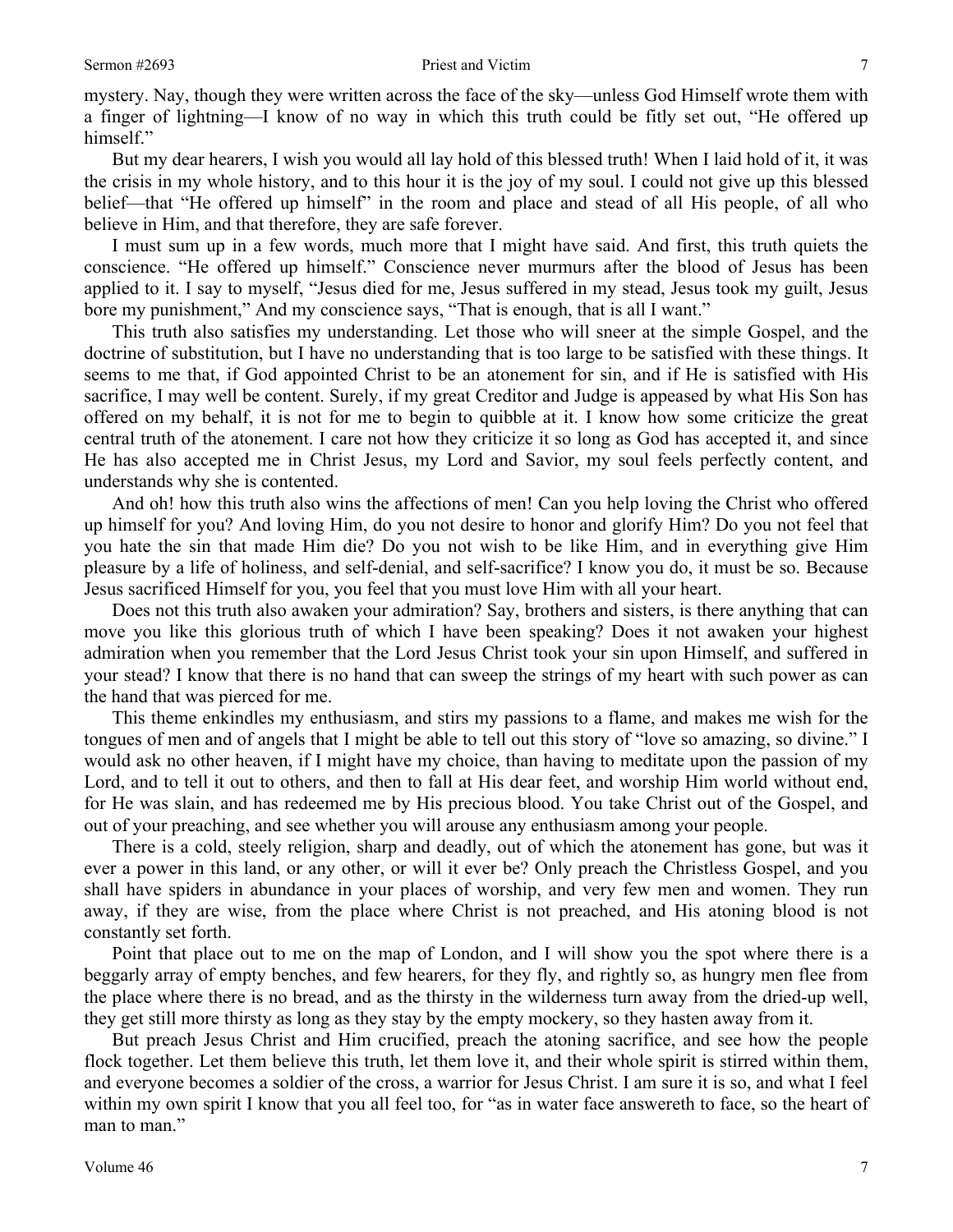mystery. Nay, though they were written across the face of the sky—unless God Himself wrote them with a finger of lightning—I know of no way in which this truth could be fitly set out, "He offered up himself."

But my dear hearers, I wish you would all lay hold of this blessed truth! When I laid hold of it, it was the crisis in my whole history, and to this hour it is the joy of my soul. I could not give up this blessed belief—that "He offered up himself" in the room and place and stead of all His people, of all who believe in Him, and that therefore, they are safe forever.

I must sum up in a few words, much more that I might have said. And first, this truth quiets the conscience. "He offered up himself." Conscience never murmurs after the blood of Jesus has been applied to it. I say to myself, "Jesus died for me, Jesus suffered in my stead, Jesus took my guilt, Jesus bore my punishment," And my conscience says, "That is enough, that is all I want."

This truth also satisfies my understanding. Let those who will sneer at the simple Gospel, and the doctrine of substitution, but I have no understanding that is too large to be satisfied with these things. It seems to me that, if God appointed Christ to be an atonement for sin, and if He is satisfied with His sacrifice, I may well be content. Surely, if my great Creditor and Judge is appeased by what His Son has offered on my behalf, it is not for me to begin to quibble at it. I know how some criticize the great central truth of the atonement. I care not how they criticize it so long as God has accepted it, and since He has also accepted me in Christ Jesus, my Lord and Savior, my soul feels perfectly content, and understands why she is contented.

And oh! how this truth also wins the affections of men! Can you help loving the Christ who offered up himself for you? And loving Him, do you not desire to honor and glorify Him? Do you not feel that you hate the sin that made Him die? Do you not wish to be like Him, and in everything give Him pleasure by a life of holiness, and self-denial, and self-sacrifice? I know you do, it must be so. Because Jesus sacrificed Himself for you, you feel that you must love Him with all your heart.

Does not this truth also awaken your admiration? Say, brothers and sisters, is there anything that can move you like this glorious truth of which I have been speaking? Does it not awaken your highest admiration when you remember that the Lord Jesus Christ took your sin upon Himself, and suffered in your stead? I know that there is no hand that can sweep the strings of my heart with such power as can the hand that was pierced for me.

This theme enkindles my enthusiasm, and stirs my passions to a flame, and makes me wish for the tongues of men and of angels that I might be able to tell out this story of "love so amazing, so divine." I would ask no other heaven, if I might have my choice, than having to meditate upon the passion of my Lord, and to tell it out to others, and then to fall at His dear feet, and worship Him world without end, for He was slain, and has redeemed me by His precious blood. You take Christ out of the Gospel, and out of your preaching, and see whether you will arouse any enthusiasm among your people.

There is a cold, steely religion, sharp and deadly, out of which the atonement has gone, but was it ever a power in this land, or any other, or will it ever be? Only preach the Christless Gospel, and you shall have spiders in abundance in your places of worship, and very few men and women. They run away, if they are wise, from the place where Christ is not preached, and His atoning blood is not constantly set forth.

Point that place out to me on the map of London, and I will show you the spot where there is a beggarly array of empty benches, and few hearers, for they fly, and rightly so, as hungry men flee from the place where there is no bread, and as the thirsty in the wilderness turn away from the dried-up well, they get still more thirsty as long as they stay by the empty mockery, so they hasten away from it.

But preach Jesus Christ and Him crucified, preach the atoning sacrifice, and see how the people flock together. Let them believe this truth, let them love it, and their whole spirit is stirred within them, and everyone becomes a soldier of the cross, a warrior for Jesus Christ. I am sure it is so, and what I feel within my own spirit I know that you all feel too, for "as in water face answereth to face, so the heart of man to man."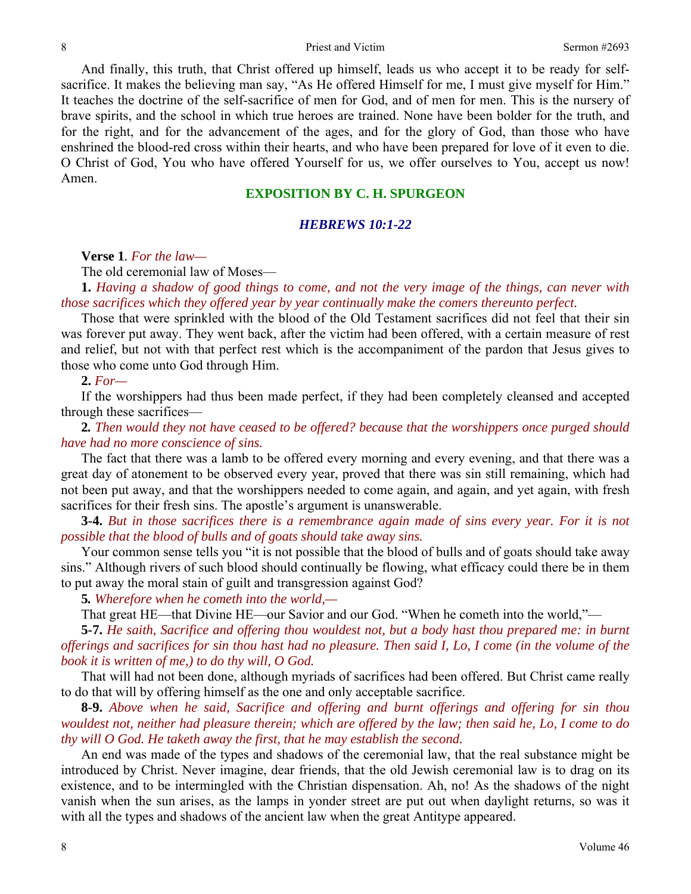And finally, this truth, that Christ offered up himself, leads us who accept it to be ready for self-sacrifice. It makes the believing man say, "As He offered Himself for me, I must give myself for Him." It teaches the doctrine of the self-sacrifice of men for God, and of men for men. This is the nursery of brave spirits, and the school in which true heroes are trained. None have been bolder for the truth, and for the right, and for the advancement of the ages, and for the glory of God, than those who have enshrined the blood-red cross within their hearts, and who have been prepared for love of it even to die. O Christ of God, You who have offered Yourself for us, we offer ourselves to You, accept us now! Amen.

## EXPOSITION BY C. H. SPURGEON

### *HEBREWS 10:1-22*

**Verse 1**. *For the law—*

The old ceremonial law of Moses—

**1.** *Having a shadow of good things to come, and not the very image of the things, can never with those sacrifices which they offered year by year continually make the comers thereunto perfect.*

Those that were sprinkled with the blood of the Old Testament sacrifices did not feel that their sin was forever put away. They went back, after the victim had been offered, with a certain measure of rest and relief, but not with that perfect rest which is the accompaniment of the pardon that Jesus gives to those who come unto God through Him.

**2.** *For—*

If the worshippers had thus been made perfect, if they had been completely cleansed and accepted through these sacrifices—

**2.** *Then would they not have ceased to be offered? because that the worshippers once purged should have had no more conscience of sins.*

The fact that there was a lamb to be offered every morning and every evening, and that there was a great day of atonement to be observed every year, proved that there was sin still remaining, which had not been put away, and that the worshippers needed to come again, and again, and yet again, with fresh sacrifices for their fresh sins. The apostle's argument is unanswerable.

**3-4.** *But in those sacrifices there is a remembrance again made of sins every year. For it is not possible that the blood of bulls and of goats should take away sins.*

Your common sense tells you "it is not possible that the blood of bulls and of goats should take away sins." Although rivers of such blood should continually be flowing, what efficacy could there be in them to put away the moral stain of guilt and transgression against God?

**5.** *Wherefore when he cometh into the world,—*

That great HE—that Divine HE—our Savior and our God. "When he cometh into the world,"—

**5-7.** *He saith, Sacrifice and offering thou wouldest not, but a body hast thou prepared me: in burnt offerings and sacrifices for sin thou hast had no pleasure. Then said I, Lo, I come (in the volume of the book it is written of me,) to do thy will, O God.*

That will had not been done, although myriads of sacrifices had been offered. But Christ came really to do that will by offering himself as the one and only acceptable sacrifice.

**8-9.** *Above when he said, Sacrifice and offering and burnt offerings and offering for sin thou wouldest not, neither had pleasure therein; which are offered by the law; then said he, Lo, I come to do thy will O God. He taketh away the first, that he may establish the second.*

An end was made of the types and shadows of the ceremonial law, that the real substance might be introduced by Christ. Never imagine, dear friends, that the old Jewish ceremonial law is to drag on its existence, and to be intermingled with the Christian dispensation. Ah, no! As the shadows of the night vanish when the sun arises, as the lamps in yonder street are put out when daylight returns, so was it with all the types and shadows of the ancient law when the great Antitype appeared.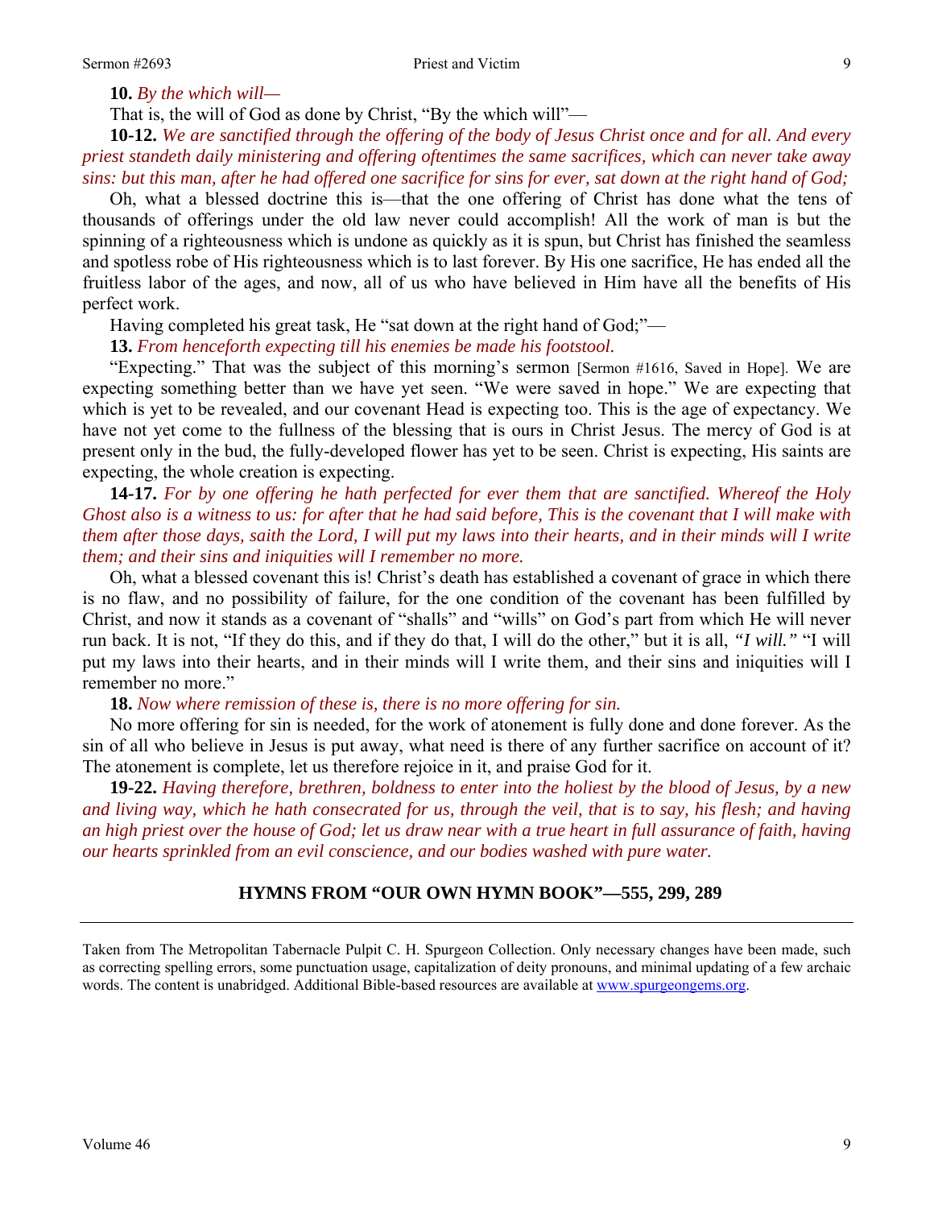**10.** *By the which will—*

That is, the will of God as done by Christ, "By the which will"—

**10-12.** *We are sanctified through the offering of the body of Jesus Christ once and for all. And every priest standeth daily ministering and offering oftentimes the same sacrifices, which can never take away sins: but this man, after he had offered one sacrifice for sins for ever, sat down at the right hand of God;*

Oh, what a blessed doctrine this is—that the one offering of Christ has done what the tens of thousands of offerings under the old law never could accomplish! All the work of man is but the spinning of a righteousness which is undone as quickly as it is spun, but Christ has finished the seamless and spotless robe of His righteousness which is to last forever. By His one sacrifice, He has ended all the fruitless labor of the ages, and now, all of us who have believed in Him have all the benefits of His perfect work.

Having completed his great task, He "sat down at the right hand of God;"—

**13.** *From henceforth expecting till his enemies be made his footstool.*

"Expecting." That was the subject of this morning's sermon [Sermon #1616, Saved in Hope]. We are expecting something better than we have yet seen. "We were saved in hope." We are expecting that which is yet to be revealed, and our covenant Head is expecting too. This is the age of expectancy. We have not yet come to the fullness of the blessing that is ours in Christ Jesus. The mercy of God is at present only in the bud, the fully-developed flower has yet to be seen. Christ is expecting, His saints are expecting, the whole creation is expecting.

**14-17.** *For by one offering he hath perfected for ever them that are sanctified. Whereof the Holy Ghost also is a witness to us: for after that he had said before, This is the covenant that I will make with them after those days, saith the Lord, I will put my laws into their hearts, and in their minds will I write them; and their sins and iniquities will I remember no more.*

Oh, what a blessed covenant this is! Christ's death has established a covenant of grace in which there is no flaw, and no possibility of failure, for the one condition of the covenant has been fulfilled by Christ, and now it stands as a covenant of "shalls" and "wills" on God's part from which He will never run back. It is not, "If they do this, and if they do that, I will do the other," but it is all, *"I will."* "I will put my laws into their hearts, and in their minds will I write them, and their sins and iniquities will I remember no more."

**18.** *Now where remission of these is, there is no more offering for sin.*

No more offering for sin is needed, for the work of atonement is fully done and done forever. As the sin of all who believe in Jesus is put away, what need is there of any further sacrifice on account of it? The atonement is complete, let us therefore rejoice in it, and praise God for it.

**19-22.** *Having therefore, brethren, boldness to enter into the holiest by the blood of Jesus, by a new and living way, which he hath consecrated for us, through the veil, that is to say, his flesh; and having an high priest over the house of God; let us draw near with a true heart in full assurance of faith, having our hearts sprinkled from an evil conscience, and our bodies washed with pure water.*

## HYMNS FROM "OUR OWN HYMN BOOK"—555, 299, 289

---

Taken from The Metropolitan Tabernacle Pulpit C. H. Spurgeon Collection. Only necessary changes have been made, such as correcting spelling errors, some punctuation usage, capitalization of deity pronouns, and minimal updating of a few archaic words. The content is unabridged. Additional Bible-based resources are available at www.spurgeongems.org.